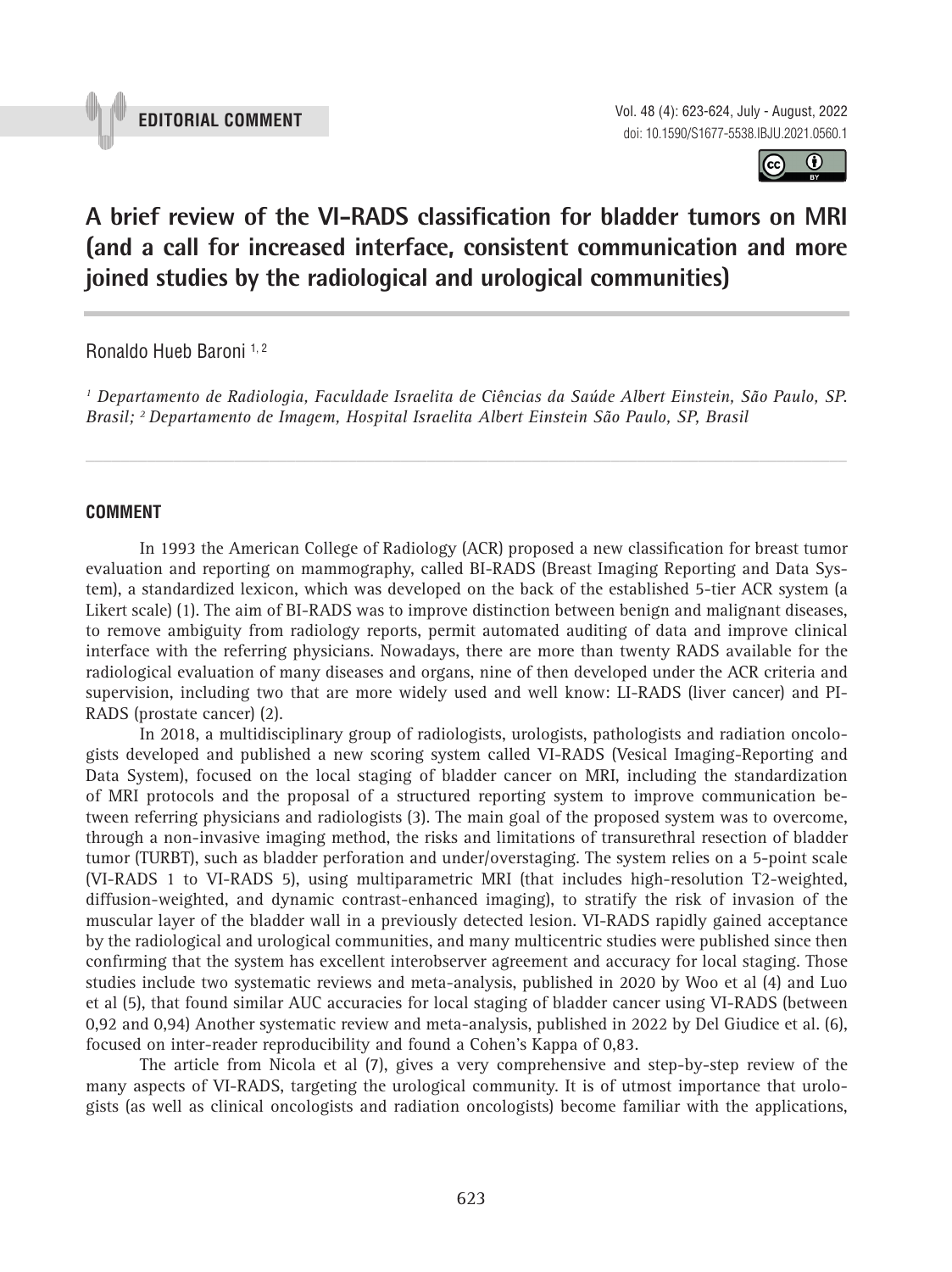**EDITORIAL COMMENT**

# A brief review of the VI-RADS classification for bladder tumors on MRI (and a call for increased interface, consistent communication and more joined studies by the radiological and urological communities)

Ronaldo Hueb Baroni [1, 2]

*[1] Departamento de Radiologia, Faculdade Israelita de Ciências da Saúde Albert Einstein, São Paulo, SP. Brasil; [2] Departamento de Imagem, Hospital Israelita Albert Einstein São Paulo, SP, Brasil*

## COMMENT

In 1993 the American College of Radiology (ACR) proposed a new classification for breast tumor evaluation and reporting on mammography, called BI-RADS (Breast Imaging Reporting and Data System), a standardized lexicon, which was developed on the back of the established 5-tier ACR system (a Likert scale) (1). The aim of BI-RADS was to improve distinction between benign and malignant diseases, to remove ambiguity from radiology reports, permit automated auditing of data and improve clinical interface with the referring physicians. Nowadays, there are more than twenty RADS available for the radiological evaluation of many diseases and organs, nine of then developed under the ACR criteria and supervision, including two that are more widely used and well know: LI-RADS (liver cancer) and PI-RADS (prostate cancer) (2).

In 2018, a multidisciplinary group of radiologists, urologists, pathologists and radiation oncologists developed and published a new scoring system called VI-RADS (Vesical Imaging-Reporting and Data System), focused on the local staging of bladder cancer on MRI, including the standardization of MRI protocols and the proposal of a structured reporting system to improve communication between referring physicians and radiologists (3). The main goal of the proposed system was to overcome, through a non-invasive imaging method, the risks and limitations of transurethral resection of bladder tumor (TURBT), such as bladder perforation and under/overstaging. The system relies on a 5-point scale (VI-RADS 1 to VI-RADS 5), using multiparametric MRI (that includes high-resolution T2-weighted, diffusion-weighted, and dynamic contrast-enhanced imaging), to stratify the risk of invasion of the muscular layer of the bladder wall in a previously detected lesion. VI-RADS rapidly gained acceptance by the radiological and urological communities, and many multicentric studies were published since then confirming that the system has excellent interobserver agreement and accuracy for local staging. Those studies include two systematic reviews and meta-analysis, published in 2020 by Woo et al (4) and Luo et al (5), that found similar AUC accuracies for local staging of bladder cancer using VI-RADS (between 0,92 and 0,94) Another systematic review and meta-analysis, published in 2022 by Del Giudice et al. (6), focused on inter-reader reproducibility and found a Cohen's Kappa of 0,83.

The article from Nicola et al (7), gives a very comprehensive and step-by-step review of the many aspects of VI-RADS, targeting the urological community. It is of utmost importance that urologists (as well as clinical oncologists and radiation oncologists) become familiar with the applications,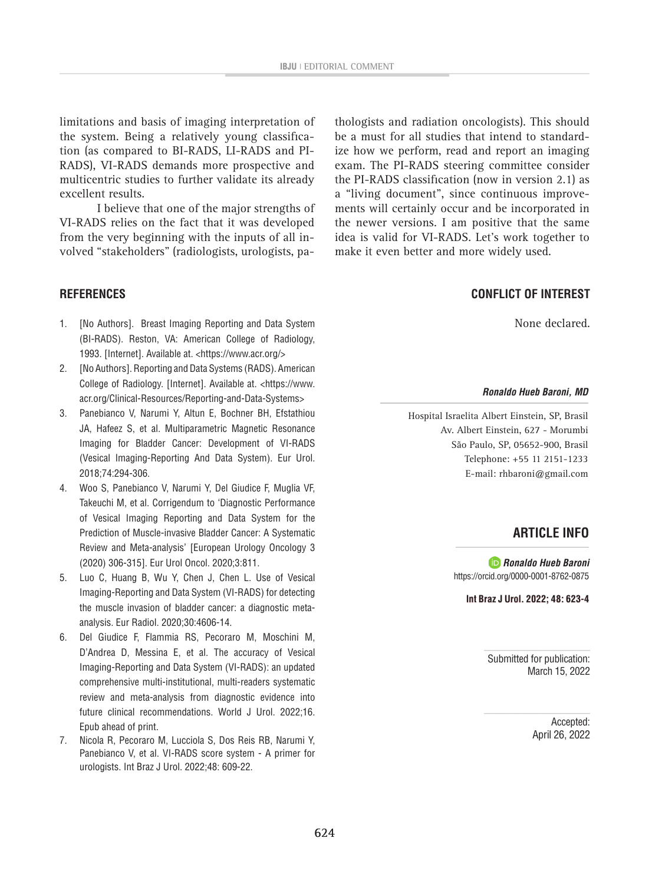limitations and basis of imaging interpretation of the system. Being a relatively young classification (as compared to BI-RADS, LI-RADS and PI-RADS), VI-RADS demands more prospective and multicentric studies to further validate its already excellent results.

I believe that one of the major strengths of VI-RADS relies on the fact that it was developed from the very beginning with the inputs of all involved "stakeholders" (radiologists, urologists, pathologists and radiation oncologists). This should be a must for all studies that intend to standardize how we perform, read and report an imaging exam. The PI-RADS steering committee consider the PI-RADS classification (now in version 2.1) as a "living document", since continuous improvements will certainly occur and be incorporated in the newer versions. I am positive that the same idea is valid for VI-RADS. Let's work together to make it even better and more widely used.

## REFERENCES

1. [No Authors]. Breast Imaging Reporting and Data System (BI-RADS). Reston, VA: American College of Radiology, 1993. [Internet]. Available at. <https://www.acr.org/>
2. [No Authors]. Reporting and Data Systems (RADS). American College of Radiology. [Internet]. Available at. <https://www.acr.org/Clinical-Resources/Reporting-and-Data-Systems>
3. Panebianco V, Narumi Y, Altun E, Bochner BH, Efstathiou JA, Hafeez S, et al. Multiparametric Magnetic Resonance Imaging for Bladder Cancer: Development of VI-RADS (Vesical Imaging-Reporting And Data System). Eur Urol. 2018;74:294-306.
4. Woo S, Panebianco V, Narumi Y, Del Giudice F, Muglia VF, Takeuchi M, et al. Corrigendum to 'Diagnostic Performance of Vesical Imaging Reporting and Data System for the Prediction of Muscle-invasive Bladder Cancer: A Systematic Review and Meta-analysis' [European Urology Oncology 3 (2020) 306-315]. Eur Urol Oncol. 2020;3:811.
5. Luo C, Huang B, Wu Y, Chen J, Chen L. Use of Vesical Imaging-Reporting and Data System (VI-RADS) for detecting the muscle invasion of bladder cancer: a diagnostic meta-analysis. Eur Radiol. 2020;30:4606-14.
6. Del Giudice F, Flammia RS, Pecoraro M, Moschini M, D'Andrea D, Messina E, et al. The accuracy of Vesical Imaging-Reporting and Data System (VI-RADS): an updated comprehensive multi-institutional, multi-readers systematic review and meta-analysis from diagnostic evidence into future clinical recommendations. World J Urol. 2022;16. Epub ahead of print.
7. Nicola R, Pecoraro M, Lucciola S, Dos Reis RB, Narumi Y, Panebianco V, et al. VI-RADS score system - A primer for urologists. Int Braz J Urol. 2022;48: 609-22.

## CONFLICT OF INTEREST

None declared.

***Ronaldo Hueb Baroni, MD***

Hospital Israelita Albert Einstein, SP, Brasil
Av. Albert Einstein, 627 - Morumbi
São Paulo, SP, 05652-900, Brasil
Telephone: +55 11 2151-1233
E-mail: rhbaroni@gmail.com

## ARTICLE INFO

***Ronaldo Hueb Baroni***
https://orcid.org/0000-0001-8762-0875

**Int Braz J Urol. 2022; 48: 623-4**

Submitted for publication:
March 15, 2022

Accepted:
April 26, 2022